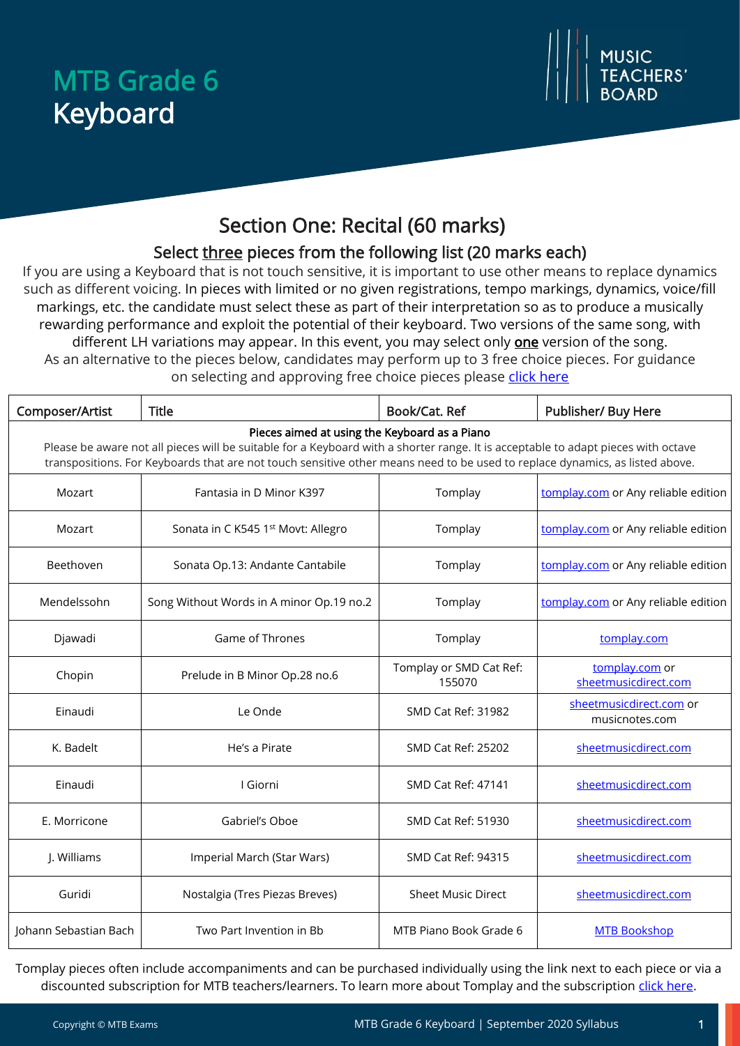# MTB Grade 6
# Keyboard

MUSIC TEACHERS' BOARD

## Section One: Recital (60 marks)

### Select three pieces from the following list (20 marks each)

If you are using a Keyboard that is not touch sensitive, it is important to use other means to replace dynamics such as different voicing. In pieces with limited or no given registrations, tempo markings, dynamics, voice/fill markings, etc. the candidate must select these as part of their interpretation so as to produce a musically rewarding performance and exploit the potential of their keyboard. Two versions of the same song, with different LH variations may appear. In this event, you may select only **one** version of the song.
As an alternative to the pieces below, candidates may perform up to 3 free choice pieces. For guidance on selecting and approving free choice pieces please click here

| Composer/Artist | Title | Book/Cat. Ref | Publisher/ Buy Here |
|---|---|---|---|
| **Pieces aimed at using the Keyboard as a Piano** Please be aware not all pieces will be suitable for a Keyboard with a shorter range. It is acceptable to adapt pieces with octave transpositions. For Keyboards that are not touch sensitive other means need to be used to replace dynamics, as listed above. | | | |
| Mozart | Fantasia in D Minor K397 | Tomplay | tomplay.com or Any reliable edition |
| Mozart | Sonata in C K545 1st Movt: Allegro | Tomplay | tomplay.com or Any reliable edition |
| Beethoven | Sonata Op.13: Andante Cantabile | Tomplay | tomplay.com or Any reliable edition |
| Mendelssohn | Song Without Words in A minor Op.19 no.2 | Tomplay | tomplay.com or Any reliable edition |
| Djawadi | Game of Thrones | Tomplay | tomplay.com |
| Chopin | Prelude in B Minor Op.28 no.6 | Tomplay or SMD Cat Ref: 155070 | tomplay.com or sheetmusicdirect.com |
| Einaudi | Le Onde | SMD Cat Ref: 31982 | sheetmusicdirect.com or musicnotes.com |
| K. Badelt | He's a Pirate | SMD Cat Ref: 25202 | sheetmusicdirect.com |
| Einaudi | I Giorni | SMD Cat Ref: 47141 | sheetmusicdirect.com |
| E. Morricone | Gabriel's Oboe | SMD Cat Ref: 51930 | sheetmusicdirect.com |
| J. Williams | Imperial March (Star Wars) | SMD Cat Ref: 94315 | sheetmusicdirect.com |
| Guridi | Nostalgia (Tres Piezas Breves) | Sheet Music Direct | sheetmusicdirect.com |
| Johann Sebastian Bach | Two Part Invention in Bb | MTB Piano Book Grade 6 | MTB Bookshop |

Tomplay pieces often include accompaniments and can be purchased individually using the link next to each piece or via a discounted subscription for MTB teachers/learners. To learn more about Tomplay and the subscription click here.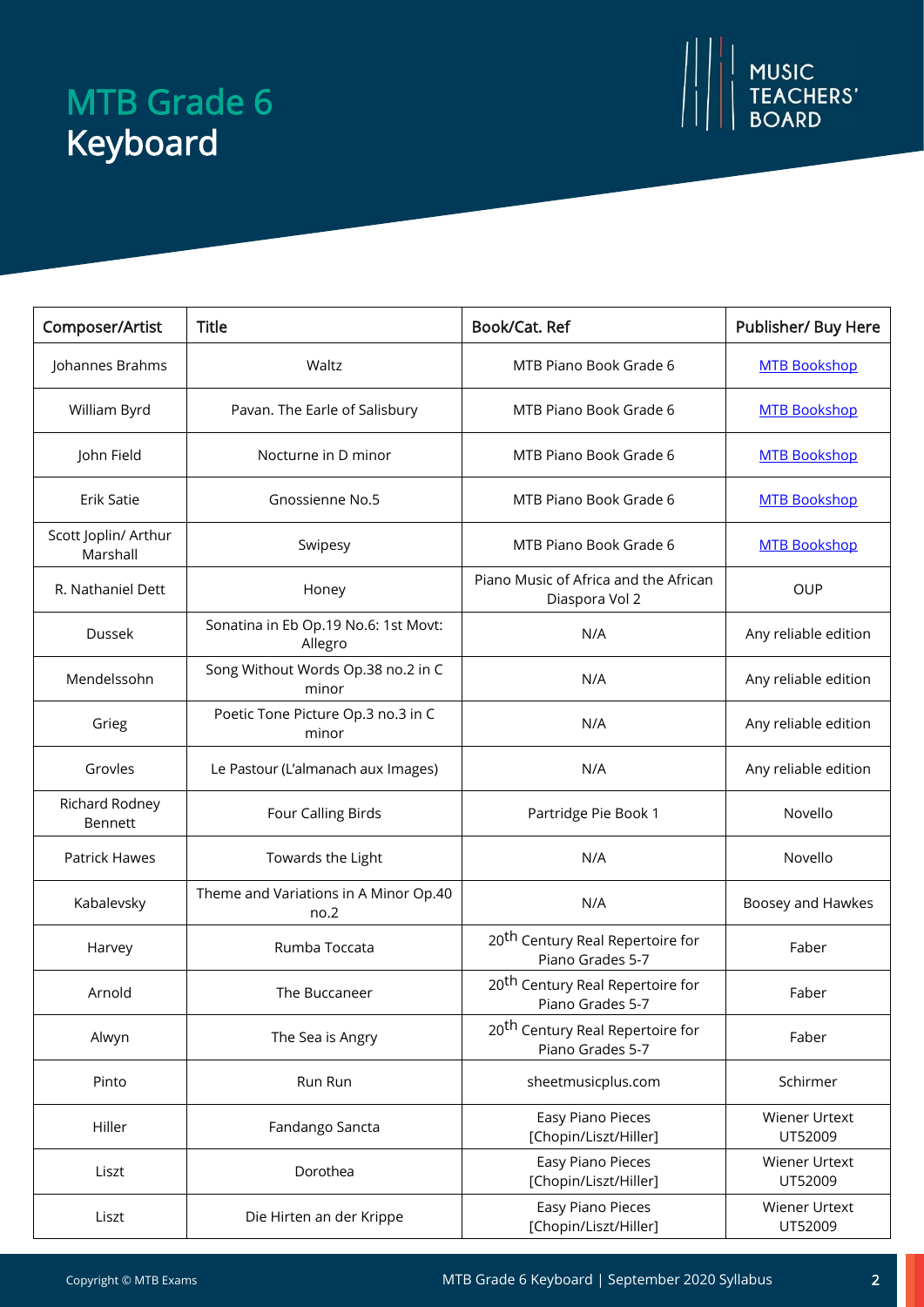# MTB Grade 6
# Keyboard

| Composer/Artist | Title | Book/Cat. Ref | Publisher/ Buy Here |
|---|---|---|---|
| Johannes Brahms | Waltz | MTB Piano Book Grade 6 | MTB Bookshop |
| William Byrd | Pavan. The Earle of Salisbury | MTB Piano Book Grade 6 | MTB Bookshop |
| John Field | Nocturne in D minor | MTB Piano Book Grade 6 | MTB Bookshop |
| Erik Satie | Gnossienne No.5 | MTB Piano Book Grade 6 | MTB Bookshop |
| Scott Joplin/ Arthur Marshall | Swipesy | MTB Piano Book Grade 6 | MTB Bookshop |
| R. Nathaniel Dett | Honey | Piano Music of Africa and the African Diaspora Vol 2 | OUP |
| Dussek | Sonatina in Eb Op.19 No.6: 1st Movt: Allegro | N/A | Any reliable edition |
| Mendelssohn | Song Without Words Op.38 no.2 in C minor | N/A | Any reliable edition |
| Grieg | Poetic Tone Picture Op.3 no.3 in C minor | N/A | Any reliable edition |
| Grovles | Le Pastour (L'almanach aux Images) | N/A | Any reliable edition |
| Richard Rodney Bennett | Four Calling Birds | Partridge Pie Book 1 | Novello |
| Patrick Hawes | Towards the Light | N/A | Novello |
| Kabalevsky | Theme and Variations in A Minor Op.40 no.2 | N/A | Boosey and Hawkes |
| Harvey | Rumba Toccata | 20th Century Real Repertoire for Piano Grades 5-7 | Faber |
| Arnold | The Buccaneer | 20th Century Real Repertoire for Piano Grades 5-7 | Faber |
| Alwyn | The Sea is Angry | 20th Century Real Repertoire for Piano Grades 5-7 | Faber |
| Pinto | Run Run | sheetmusicplus.com | Schirmer |
| Hiller | Fandango Sancta | Easy Piano Pieces [Chopin/Liszt/Hiller] | Wiener Urtext UT52009 |
| Liszt | Dorothea | Easy Piano Pieces [Chopin/Liszt/Hiller] | Wiener Urtext UT52009 |
| Liszt | Die Hirten an der Krippe | Easy Piano Pieces [Chopin/Liszt/Hiller] | Wiener Urtext UT52009 |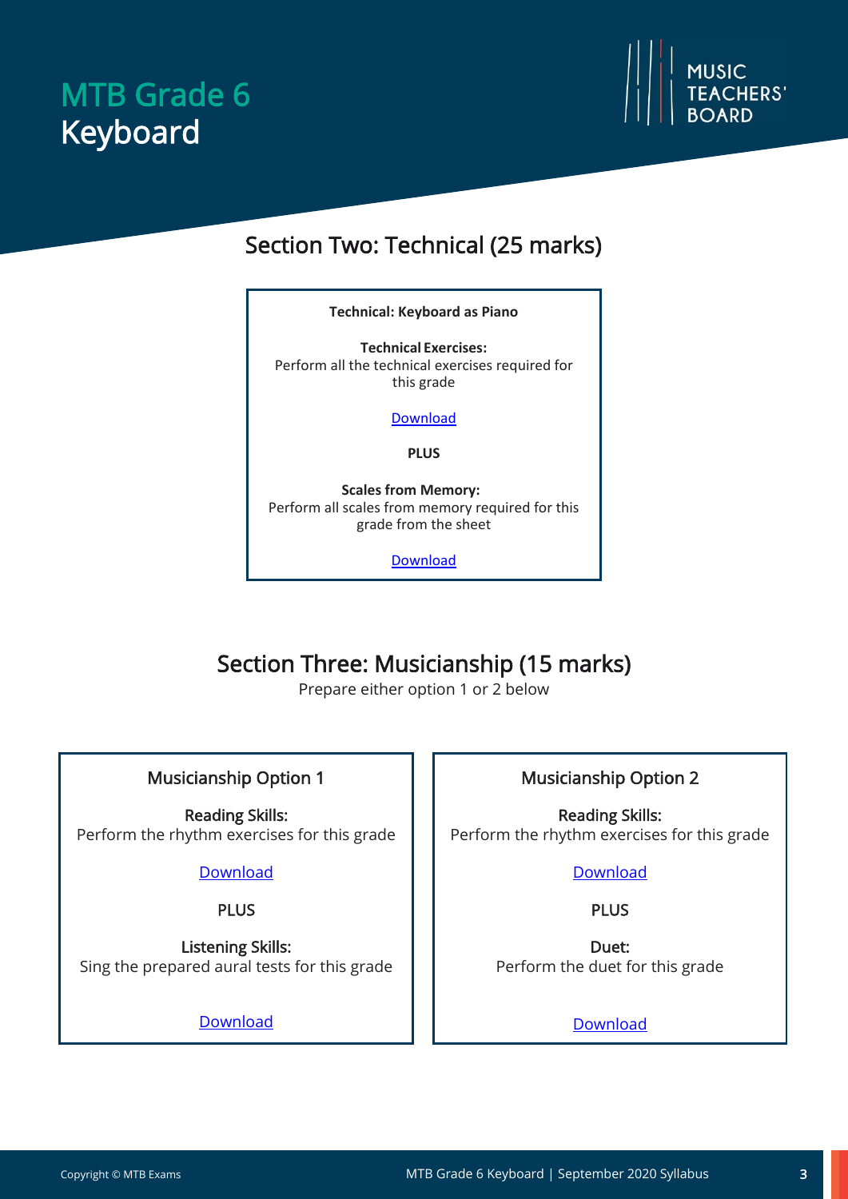# MTB Grade 6
# Keyboard

MUSIC TEACHERS' BOARD

## Section Two: Technical (25 marks)

**Technical: Keyboard as Piano**

**Technical Exercises:**
Perform all the technical exercises required for this grade

Download

**PLUS**

**Scales from Memory:**
Perform all scales from memory required for this grade from the sheet

Download

## Section Three: Musicianship (15 marks)

Prepare either option 1 or 2 below

### Musicianship Option 1

Reading Skills:
Perform the rhythm exercises for this grade

Download

PLUS

Listening Skills:
Sing the prepared aural tests for this grade

Download

### Musicianship Option 2

Reading Skills:
Perform the rhythm exercises for this grade

Download

PLUS

Duet:
Perform the duet for this grade

Download